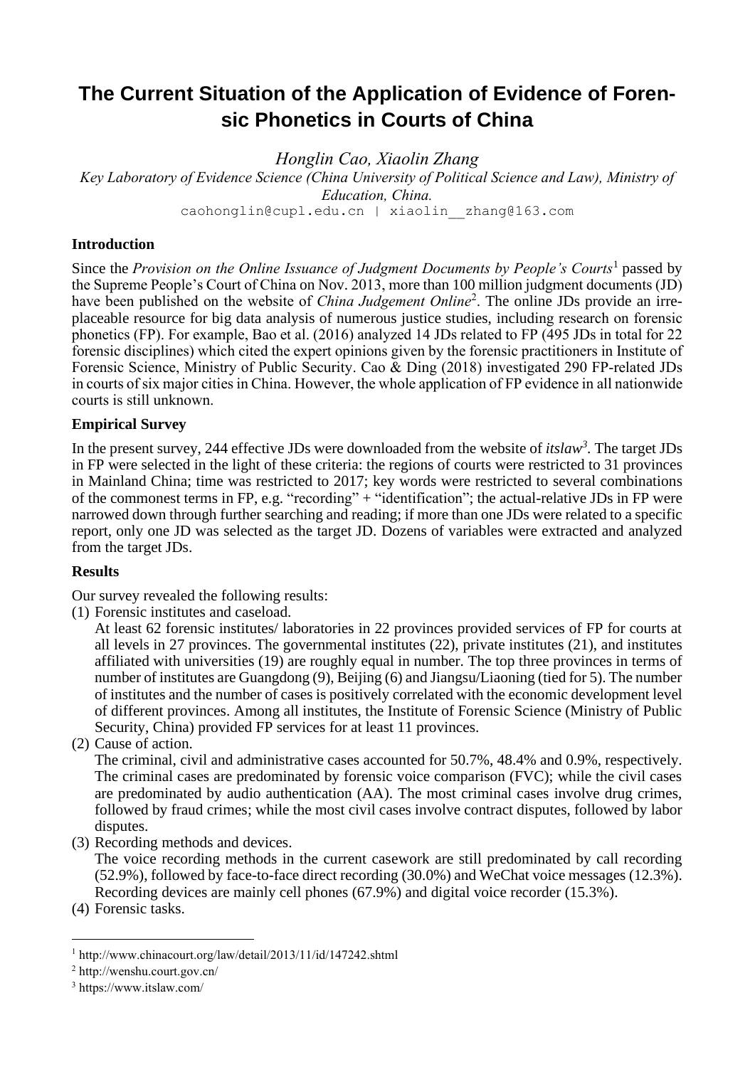# The Current Situation of the Application of Evidence of Forensic Phonetics in Courts of China

*Honglin Cao, Xiaolin Zhang*

*Key Laboratory of Evidence Science (China University of Political Science and Law), Ministry of Education, China.*

caohonglin@cupl.edu.cn | xiaolin__zhang@163.com

## Introduction

Since the *Provision on the Online Issuance of Judgment Documents by People's Courts*[1] passed by the Supreme People's Court of China on Nov. 2013, more than 100 million judgment documents (JD) have been published on the website of *China Judgement Online*[2]. The online JDs provide an irreplaceable resource for big data analysis of numerous justice studies, including research on forensic phonetics (FP). For example, Bao et al. (2016) analyzed 14 JDs related to FP (495 JDs in total for 22 forensic disciplines) which cited the expert opinions given by the forensic practitioners in Institute of Forensic Science, Ministry of Public Security. Cao & Ding (2018) investigated 290 FP-related JDs in courts of six major cities in China. However, the whole application of FP evidence in all nationwide courts is still unknown.

## Empirical Survey

In the present survey, 244 effective JDs were downloaded from the website of *itslaw*[3]. The target JDs in FP were selected in the light of these criteria: the regions of courts were restricted to 31 provinces in Mainland China; time was restricted to 2017; key words were restricted to several combinations of the commonest terms in FP, e.g. "recording" + "identification"; the actual-relative JDs in FP were narrowed down through further searching and reading; if more than one JDs were related to a specific report, only one JD was selected as the target JD. Dozens of variables were extracted and analyzed from the target JDs.

## Results

Our survey revealed the following results:

(1) Forensic institutes and caseload.
At least 62 forensic institutes/ laboratories in 22 provinces provided services of FP for courts at all levels in 27 provinces. The governmental institutes (22), private institutes (21), and institutes affiliated with universities (19) are roughly equal in number. The top three provinces in terms of number of institutes are Guangdong (9), Beijing (6) and Jiangsu/Liaoning (tied for 5). The number of institutes and the number of cases is positively correlated with the economic development level of different provinces. Among all institutes, the Institute of Forensic Science (Ministry of Public Security, China) provided FP services for at least 11 provinces.

(2) Cause of action.
The criminal, civil and administrative cases accounted for 50.7%, 48.4% and 0.9%, respectively. The criminal cases are predominated by forensic voice comparison (FVC); while the civil cases are predominated by audio authentication (AA). The most criminal cases involve drug crimes, followed by fraud crimes; while the most civil cases involve contract disputes, followed by labor disputes.

(3) Recording methods and devices.
The voice recording methods in the current casework are still predominated by call recording (52.9%), followed by face-to-face direct recording (30.0%) and WeChat voice messages (12.3%). Recording devices are mainly cell phones (67.9%) and digital voice recorder (15.3%).

(4) Forensic tasks.

---

[1] http://www.chinacourt.org/law/detail/2013/11/id/147242.shtml

[2] http://wenshu.court.gov.cn/

[3] https://www.itslaw.com/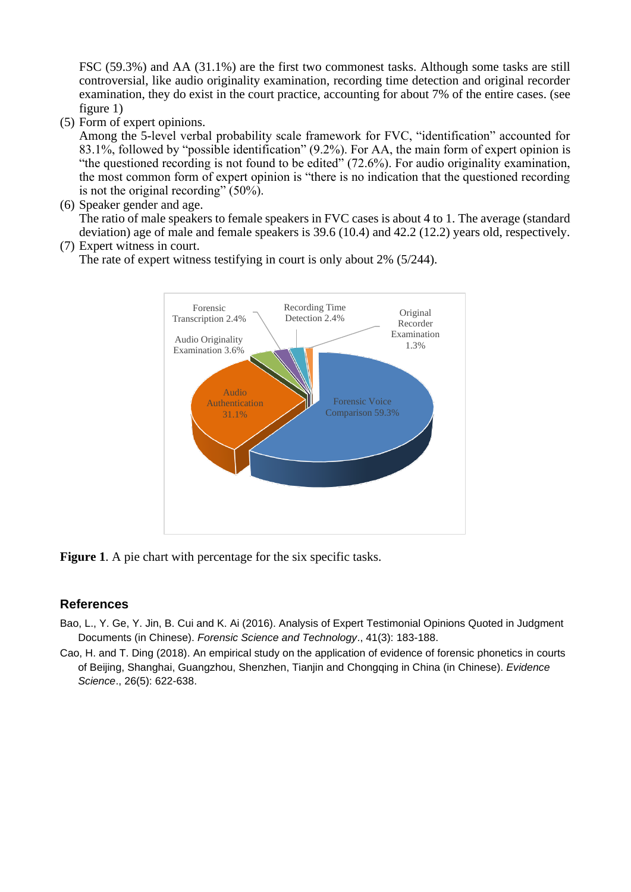FSC (59.3%) and AA (31.1%) are the first two commonest tasks. Although some tasks are still controversial, like audio originality examination, recording time detection and original recorder examination, they do exist in the court practice, accounting for about 7% of the entire cases. (see figure 1)

(5) Form of expert opinions.
Among the 5-level verbal probability scale framework for FVC, "identification" accounted for 83.1%, followed by "possible identification" (9.2%). For AA, the main form of expert opinion is "the questioned recording is not found to be edited" (72.6%). For audio originality examination, the most common form of expert opinion is "there is no indication that the questioned recording is not the original recording" (50%).

(6) Speaker gender and age.
The ratio of male speakers to female speakers in FVC cases is about 4 to 1. The average (standard deviation) age of male and female speakers is 39.6 (10.4) and 42.2 (12.2) years old, respectively.

(7) Expert witness in court.
The rate of expert witness testifying in court is only about 2% (5/244).

Forensic Transcription 2.4%
Recording Time Detection 2.4%
Original Recorder Examination 1.3%
Audio Originality Examination 3.6%
Audio Authentication 31.1%
Forensic Voice Comparison 59.3%

**Figure 1**. A pie chart with percentage for the six specific tasks.

## References

Bao, L., Y. Ge, Y. Jin, B. Cui and K. Ai (2016). Analysis of Expert Testimonial Opinions Quoted in Judgment Documents (in Chinese). *Forensic Science and Technology*., 41(3): 183-188.

Cao, H. and T. Ding (2018). An empirical study on the application of evidence of forensic phonetics in courts of Beijing, Shanghai, Guangzhou, Shenzhen, Tianjin and Chongqing in China (in Chinese). *Evidence Science*., 26(5): 622-638.